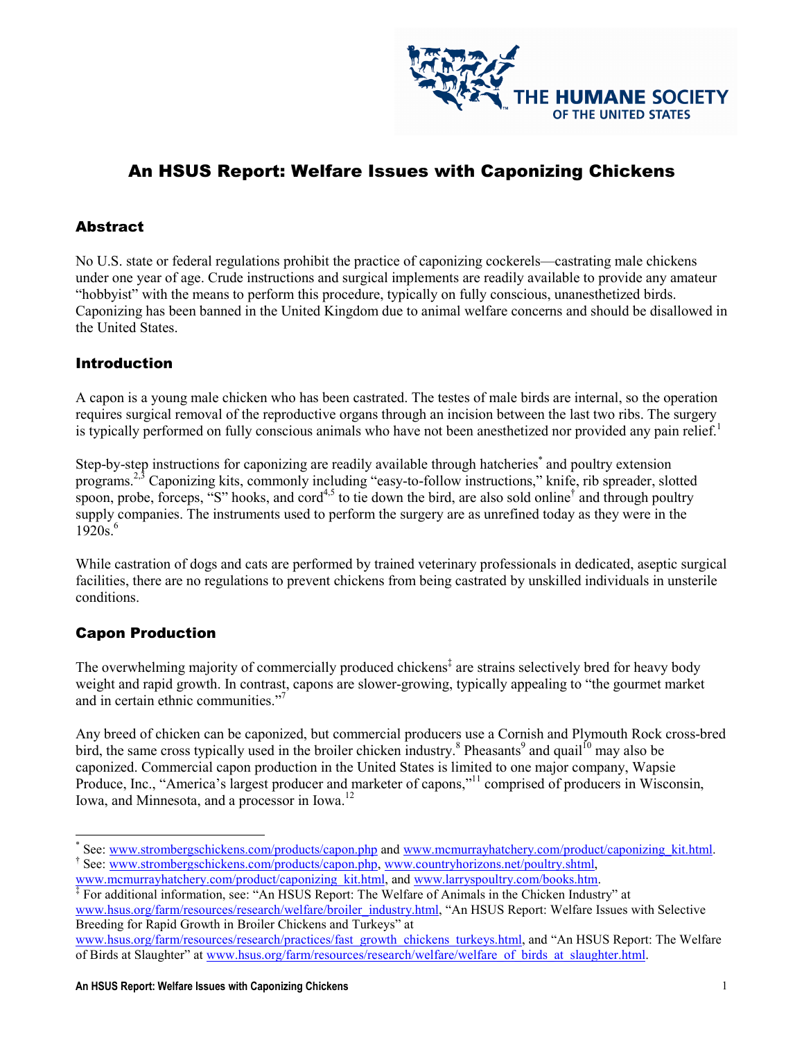# An HSUS Report: Welfare Issues with Caponizing Chickens

## Abstract

No U.S. state or federal regulations prohibit the practice of caponizing cockerels—castrating male chickens under one year of age. Crude instructions and surgical implements are readily available to provide any amateur "hobbyist" with the means to perform this procedure, typically on fully conscious, unanesthetized birds. Caponizing has been banned in the United Kingdom due to animal welfare concerns and should be disallowed in the United States.

## Introduction

A capon is a young male chicken who has been castrated. The testes of male birds are internal, so the operation requires surgical removal of the reproductive organs through an incision between the last two ribs. The surgery is typically performed on fully conscious animals who have not been anesthetized nor provided any pain relief.[1]

Step-by-step instructions for caponizing are readily available through hatcheries[*] and poultry extension programs.[2,3] Caponizing kits, commonly including "easy-to-follow instructions," knife, rib spreader, slotted spoon, probe, forceps, "S" hooks, and cord[4,5] to tie down the bird, are also sold online[†] and through poultry supply companies. The instruments used to perform the surgery are as unrefined today as they were in the 1920s.[6]

While castration of dogs and cats are performed by trained veterinary professionals in dedicated, aseptic surgical facilities, there are no regulations to prevent chickens from being castrated by unskilled individuals in unsterile conditions.

## Capon Production

The overwhelming majority of commercially produced chickens[‡] are strains selectively bred for heavy body weight and rapid growth. In contrast, capons are slower-growing, typically appealing to "the gourmet market and in certain ethnic communities."[7]

Any breed of chicken can be caponized, but commercial producers use a Cornish and Plymouth Rock cross-bred bird, the same cross typically used in the broiler chicken industry.[8] Pheasants[9] and quail[10] may also be caponized. Commercial capon production in the United States is limited to one major company, Wapsie Produce, Inc., "America's largest producer and marketer of capons,"[11] comprised of producers in Wisconsin, Iowa, and Minnesota, and a processor in Iowa.[12]

---

[*] See: www.strombergschickens.com/products/capon.php and www.mcmurrayhatchery.com/product/caponizing_kit.html.

[†] See: www.strombergschickens.com/products/capon.php, www.countryhorizons.net/poultry.shtml, www.mcmurrayhatchery.com/product/caponizing_kit.html, and www.larryspoultry.com/books.htm.

[‡] For additional information, see: "An HSUS Report: The Welfare of Animals in the Chicken Industry" at www.hsus.org/farm/resources/research/welfare/broiler_industry.html, "An HSUS Report: Welfare Issues with Selective Breeding for Rapid Growth in Broiler Chickens and Turkeys" at www.hsus.org/farm/resources/research/practices/fast_growth_chickens_turkeys.html, and "An HSUS Report: The Welfare of Birds at Slaughter" at www.hsus.org/farm/resources/research/welfare/welfare_of_birds_at_slaughter.html.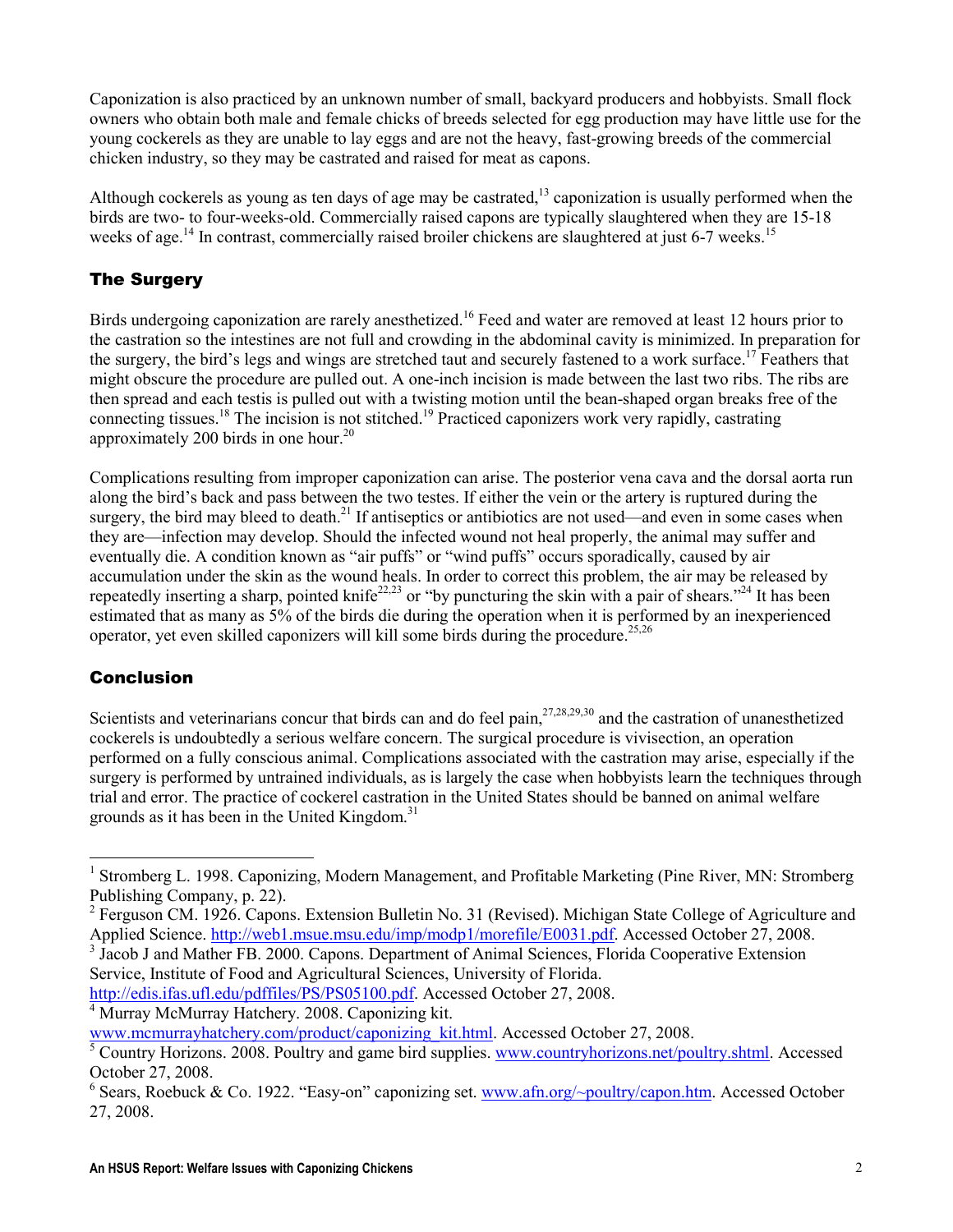Caponization is also practiced by an unknown number of small, backyard producers and hobbyists. Small flock owners who obtain both male and female chicks of breeds selected for egg production may have little use for the young cockerels as they are unable to lay eggs and are not the heavy, fast-growing breeds of the commercial chicken industry, so they may be castrated and raised for meat as capons.

Although cockerels as young as ten days of age may be castrated,[13] caponization is usually performed when the birds are two- to four-weeks-old. Commercially raised capons are typically slaughtered when they are 15-18 weeks of age.[14] In contrast, commercially raised broiler chickens are slaughtered at just 6-7 weeks.[15]

## The Surgery

Birds undergoing caponization are rarely anesthetized.[16] Feed and water are removed at least 12 hours prior to the castration so the intestines are not full and crowding in the abdominal cavity is minimized. In preparation for the surgery, the bird's legs and wings are stretched taut and securely fastened to a work surface.[17] Feathers that might obscure the procedure are pulled out. A one-inch incision is made between the last two ribs. The ribs are then spread and each testis is pulled out with a twisting motion until the bean-shaped organ breaks free of the connecting tissues.[18] The incision is not stitched.[19] Practiced caponizers work very rapidly, castrating approximately 200 birds in one hour.[20]

Complications resulting from improper caponization can arise. The posterior vena cava and the dorsal aorta run along the bird's back and pass between the two testes. If either the vein or the artery is ruptured during the surgery, the bird may bleed to death.[21] If antiseptics or antibiotics are not used—and even in some cases when they are—infection may develop. Should the infected wound not heal properly, the animal may suffer and eventually die. A condition known as "air puffs" or "wind puffs" occurs sporadically, caused by air accumulation under the skin as the wound heals. In order to correct this problem, the air may be released by repeatedly inserting a sharp, pointed knife[22,23] or "by puncturing the skin with a pair of shears."[24] It has been estimated that as many as 5% of the birds die during the operation when it is performed by an inexperienced operator, yet even skilled caponizers will kill some birds during the procedure.[25,26]

## Conclusion

Scientists and veterinarians concur that birds can and do feel pain,[27,28,29,30] and the castration of unanesthetized cockerels is undoubtedly a serious welfare concern. The surgical procedure is vivisection, an operation performed on a fully conscious animal. Complications associated with the castration may arise, especially if the surgery is performed by untrained individuals, as is largely the case when hobbyists learn the techniques through trial and error. The practice of cockerel castration in the United States should be banned on animal welfare grounds as it has been in the United Kingdom.[31]

---

[1] Stromberg L. 1998. Caponizing, Modern Management, and Profitable Marketing (Pine River, MN: Stromberg Publishing Company, p. 22).

[2] Ferguson CM. 1926. Capons. Extension Bulletin No. 31 (Revised). Michigan State College of Agriculture and Applied Science. http://web1.msue.msu.edu/imp/modp1/morefile/E0031.pdf. Accessed October 27, 2008.

[3] Jacob J and Mather FB. 2000. Capons. Department of Animal Sciences, Florida Cooperative Extension Service, Institute of Food and Agricultural Sciences, University of Florida. http://edis.ifas.ufl.edu/pdffiles/PS/PS05100.pdf. Accessed October 27, 2008.

[4] Murray McMurray Hatchery. 2008. Caponizing kit. www.mcmurrayhatchery.com/product/caponizing_kit.html. Accessed October 27, 2008.

[5] Country Horizons. 2008. Poultry and game bird supplies. www.countryhorizons.net/poultry.shtml. Accessed October 27, 2008.

[6] Sears, Roebuck & Co. 1922. "Easy-on" caponizing set. www.afn.org/~poultry/capon.htm. Accessed October 27, 2008.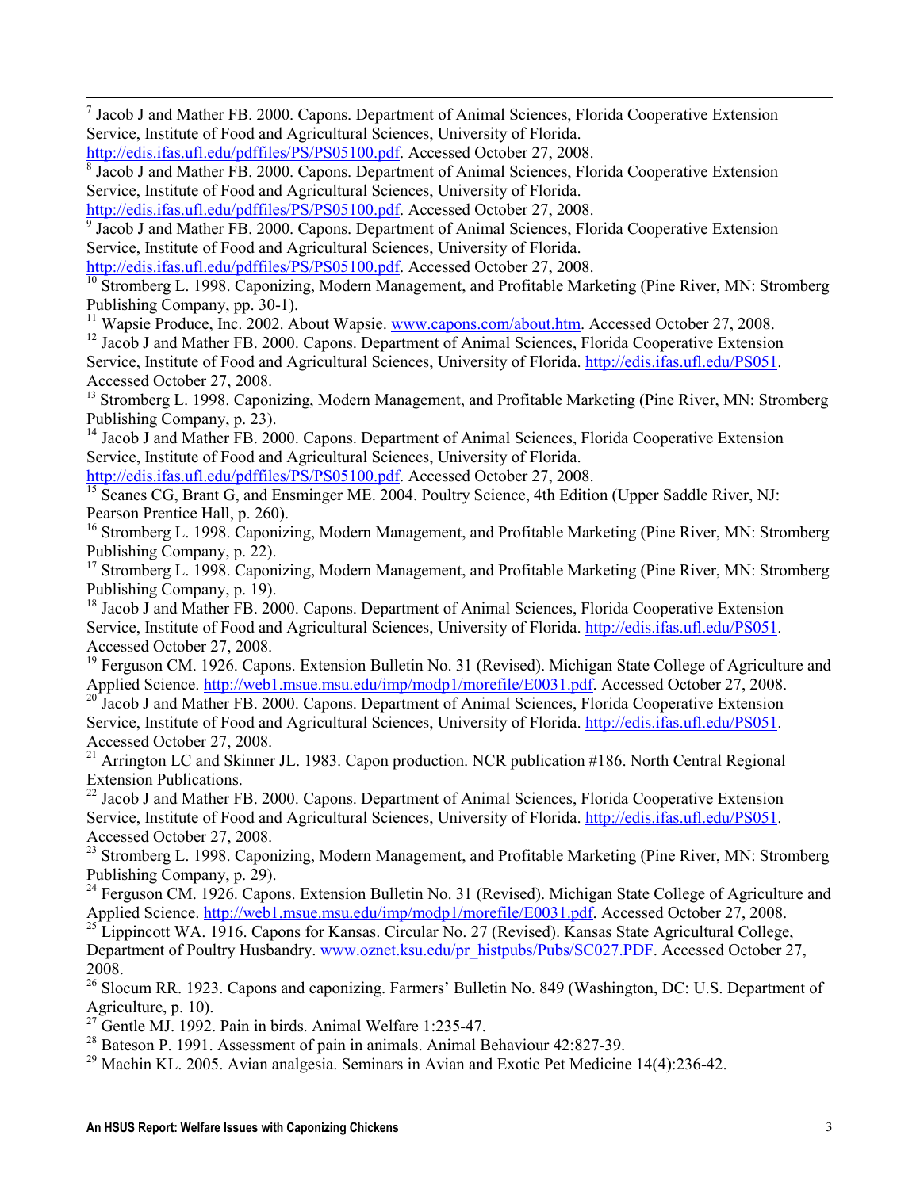[7] Jacob J and Mather FB. 2000. Capons. Department of Animal Sciences, Florida Cooperative Extension Service, Institute of Food and Agricultural Sciences, University of Florida. http://edis.ifas.ufl.edu/pdffiles/PS/PS05100.pdf. Accessed October 27, 2008.

[8] Jacob J and Mather FB. 2000. Capons. Department of Animal Sciences, Florida Cooperative Extension Service, Institute of Food and Agricultural Sciences, University of Florida. http://edis.ifas.ufl.edu/pdffiles/PS/PS05100.pdf. Accessed October 27, 2008.

[9] Jacob J and Mather FB. 2000. Capons. Department of Animal Sciences, Florida Cooperative Extension Service, Institute of Food and Agricultural Sciences, University of Florida. http://edis.ifas.ufl.edu/pdffiles/PS/PS05100.pdf. Accessed October 27, 2008.

[10] Stromberg L. 1998. Caponizing, Modern Management, and Profitable Marketing (Pine River, MN: Stromberg Publishing Company, pp. 30-1).

[11] Wapsie Produce, Inc. 2002. About Wapsie. www.capons.com/about.htm. Accessed October 27, 2008.

[12] Jacob J and Mather FB. 2000. Capons. Department of Animal Sciences, Florida Cooperative Extension Service, Institute of Food and Agricultural Sciences, University of Florida. http://edis.ifas.ufl.edu/PS051. Accessed October 27, 2008.

[13] Stromberg L. 1998. Caponizing, Modern Management, and Profitable Marketing (Pine River, MN: Stromberg Publishing Company, p. 23).

[14] Jacob J and Mather FB. 2000. Capons. Department of Animal Sciences, Florida Cooperative Extension Service, Institute of Food and Agricultural Sciences, University of Florida. http://edis.ifas.ufl.edu/pdffiles/PS/PS05100.pdf. Accessed October 27, 2008.

[15] Scanes CG, Brant G, and Ensminger ME. 2004. Poultry Science, 4th Edition (Upper Saddle River, NJ: Pearson Prentice Hall, p. 260).

[16] Stromberg L. 1998. Caponizing, Modern Management, and Profitable Marketing (Pine River, MN: Stromberg Publishing Company, p. 22).

[17] Stromberg L. 1998. Caponizing, Modern Management, and Profitable Marketing (Pine River, MN: Stromberg Publishing Company, p. 19).

[18] Jacob J and Mather FB. 2000. Capons. Department of Animal Sciences, Florida Cooperative Extension Service, Institute of Food and Agricultural Sciences, University of Florida. http://edis.ifas.ufl.edu/PS051. Accessed October 27, 2008.

[19] Ferguson CM. 1926. Capons. Extension Bulletin No. 31 (Revised). Michigan State College of Agriculture and Applied Science. http://web1.msue.msu.edu/imp/modp1/morefile/E0031.pdf. Accessed October 27, 2008.

[20] Jacob J and Mather FB. 2000. Capons. Department of Animal Sciences, Florida Cooperative Extension Service, Institute of Food and Agricultural Sciences, University of Florida. http://edis.ifas.ufl.edu/PS051. Accessed October 27, 2008.

[21] Arrington LC and Skinner JL. 1983. Capon production. NCR publication #186. North Central Regional Extension Publications.

[22] Jacob J and Mather FB. 2000. Capons. Department of Animal Sciences, Florida Cooperative Extension Service, Institute of Food and Agricultural Sciences, University of Florida. http://edis.ifas.ufl.edu/PS051. Accessed October 27, 2008.

[23] Stromberg L. 1998. Caponizing, Modern Management, and Profitable Marketing (Pine River, MN: Stromberg Publishing Company, p. 29).

[24] Ferguson CM. 1926. Capons. Extension Bulletin No. 31 (Revised). Michigan State College of Agriculture and Applied Science. http://web1.msue.msu.edu/imp/modp1/morefile/E0031.pdf. Accessed October 27, 2008.

[25] Lippincott WA. 1916. Capons for Kansas. Circular No. 27 (Revised). Kansas State Agricultural College, Department of Poultry Husbandry. www.oznet.ksu.edu/pr_histpubs/Pubs/SC027.PDF. Accessed October 27, 2008.

[26] Slocum RR. 1923. Capons and caponizing. Farmers' Bulletin No. 849 (Washington, DC: U.S. Department of Agriculture, p. 10).

[27] Gentle MJ. 1992. Pain in birds. Animal Welfare 1:235-47.

[28] Bateson P. 1991. Assessment of pain in animals. Animal Behaviour 42:827-39.

[29] Machin KL. 2005. Avian analgesia. Seminars in Avian and Exotic Pet Medicine 14(4):236-42.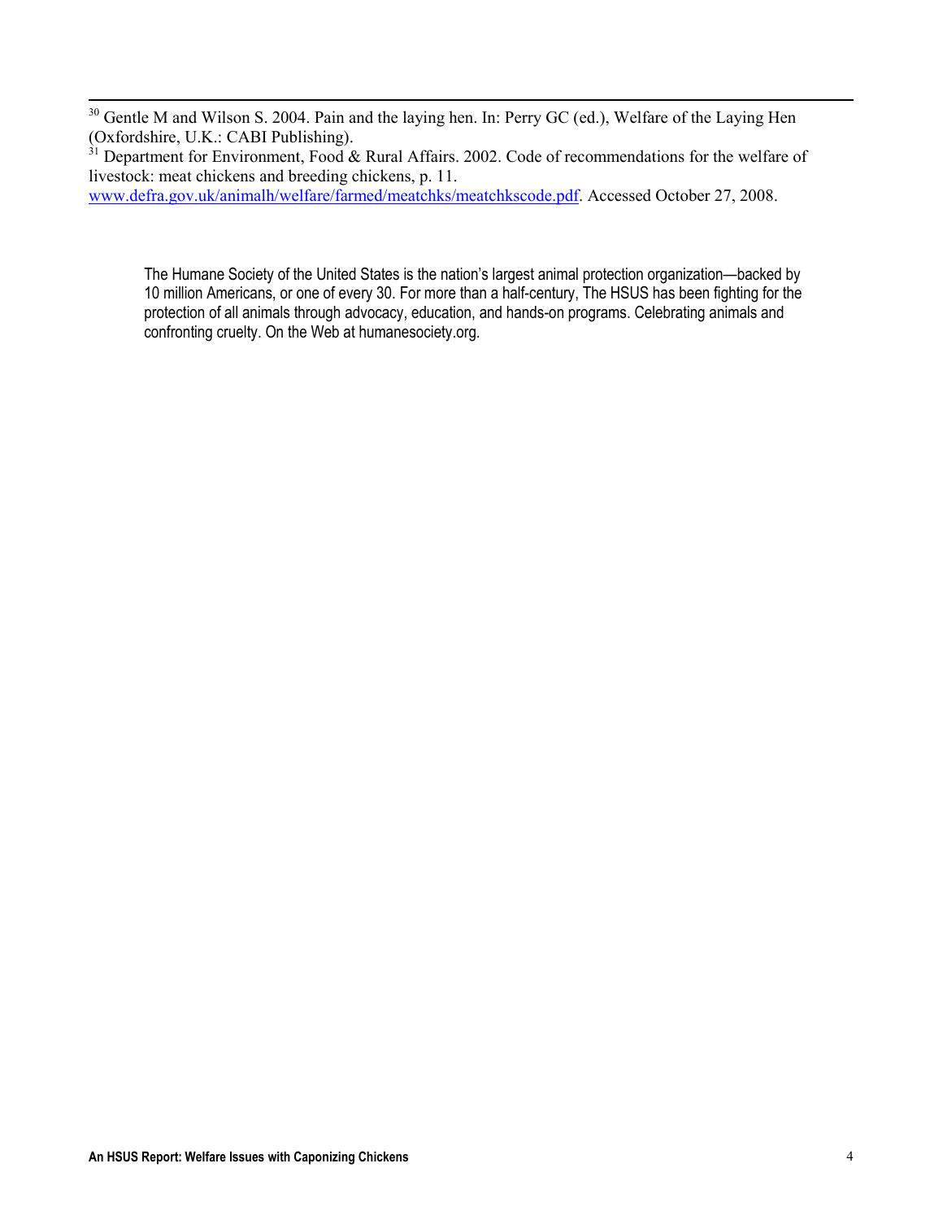[30] Gentle M and Wilson S. 2004. Pain and the laying hen. In: Perry GC (ed.), Welfare of the Laying Hen (Oxfordshire, U.K.: CABI Publishing).

[31] Department for Environment, Food & Rural Affairs. 2002. Code of recommendations for the welfare of livestock: meat chickens and breeding chickens, p. 11. www.defra.gov.uk/animalh/welfare/farmed/meatchks/meatchkscode.pdf. Accessed October 27, 2008.

The Humane Society of the United States is the nation's largest animal protection organization—backed by 10 million Americans, or one of every 30. For more than a half-century, The HSUS has been fighting for the protection of all animals through advocacy, education, and hands-on programs. Celebrating animals and confronting cruelty. On the Web at humanesociety.org.